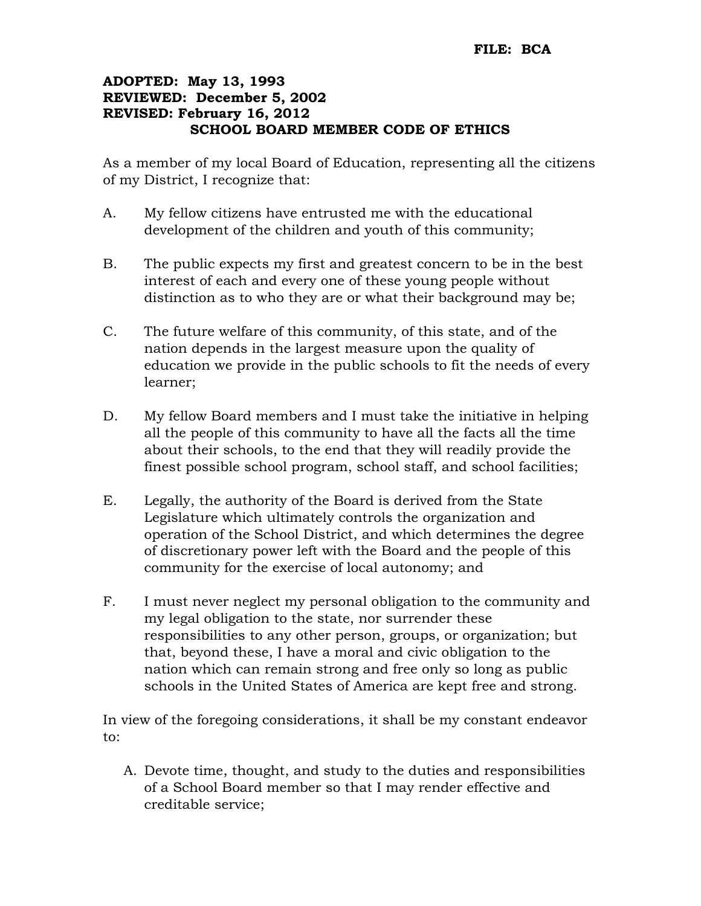**FILE: BCA**

**ADOPTED: May 13, 1993**
**REVIEWED: December 5, 2002**
**REVISED: February 16, 2012**

# SCHOOL BOARD MEMBER CODE OF ETHICS

As a member of my local Board of Education, representing all the citizens of my District, I recognize that:

A. My fellow citizens have entrusted me with the educational development of the children and youth of this community;

B. The public expects my first and greatest concern to be in the best interest of each and every one of these young people without distinction as to who they are or what their background may be;

C. The future welfare of this community, of this state, and of the nation depends in the largest measure upon the quality of education we provide in the public schools to fit the needs of every learner;

D. My fellow Board members and I must take the initiative in helping all the people of this community to have all the facts all the time about their schools, to the end that they will readily provide the finest possible school program, school staff, and school facilities;

E. Legally, the authority of the Board is derived from the State Legislature which ultimately controls the organization and operation of the School District, and which determines the degree of discretionary power left with the Board and the people of this community for the exercise of local autonomy; and

F. I must never neglect my personal obligation to the community and my legal obligation to the state, nor surrender these responsibilities to any other person, groups, or organization; but that, beyond these, I have a moral and civic obligation to the nation which can remain strong and free only so long as public schools in the United States of America are kept free and strong.

In view of the foregoing considerations, it shall be my constant endeavor to:

A. Devote time, thought, and study to the duties and responsibilities of a School Board member so that I may render effective and creditable service;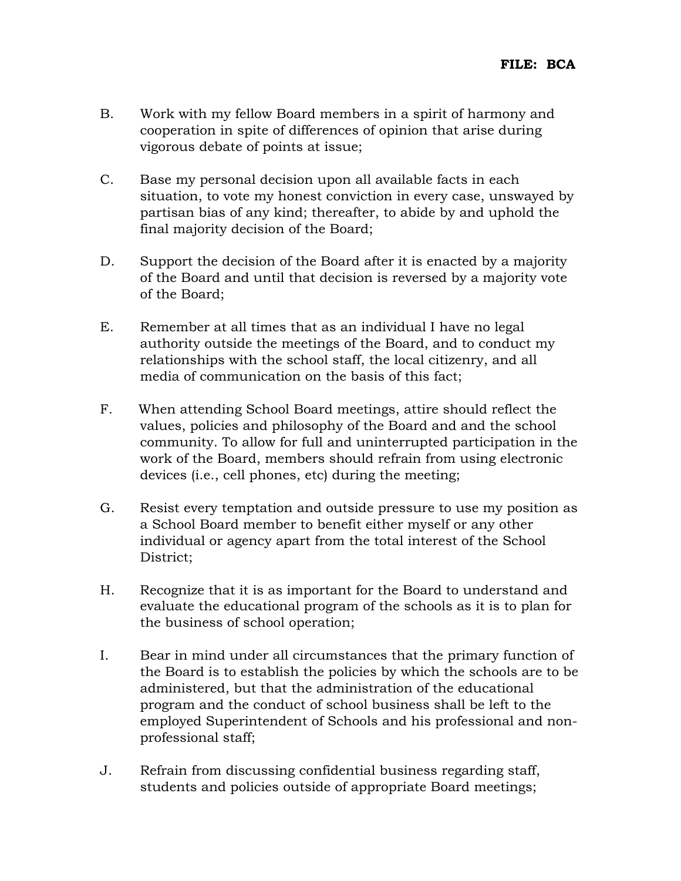B. Work with my fellow Board members in a spirit of harmony and cooperation in spite of differences of opinion that arise during vigorous debate of points at issue;

C. Base my personal decision upon all available facts in each situation, to vote my honest conviction in every case, unswayed by partisan bias of any kind; thereafter, to abide by and uphold the final majority decision of the Board;

D. Support the decision of the Board after it is enacted by a majority of the Board and until that decision is reversed by a majority vote of the Board;

E. Remember at all times that as an individual I have no legal authority outside the meetings of the Board, and to conduct my relationships with the school staff, the local citizenry, and all media of communication on the basis of this fact;

F. When attending School Board meetings, attire should reflect the values, policies and philosophy of the Board and and the school community. To allow for full and uninterrupted participation in the work of the Board, members should refrain from using electronic devices (i.e., cell phones, etc) during the meeting;

G. Resist every temptation and outside pressure to use my position as a School Board member to benefit either myself or any other individual or agency apart from the total interest of the School District;

H. Recognize that it is as important for the Board to understand and evaluate the educational program of the schools as it is to plan for the business of school operation;

I. Bear in mind under all circumstances that the primary function of the Board is to establish the policies by which the schools are to be administered, but that the administration of the educational program and the conduct of school business shall be left to the employed Superintendent of Schools and his professional and non-professional staff;

J. Refrain from discussing confidential business regarding staff, students and policies outside of appropriate Board meetings;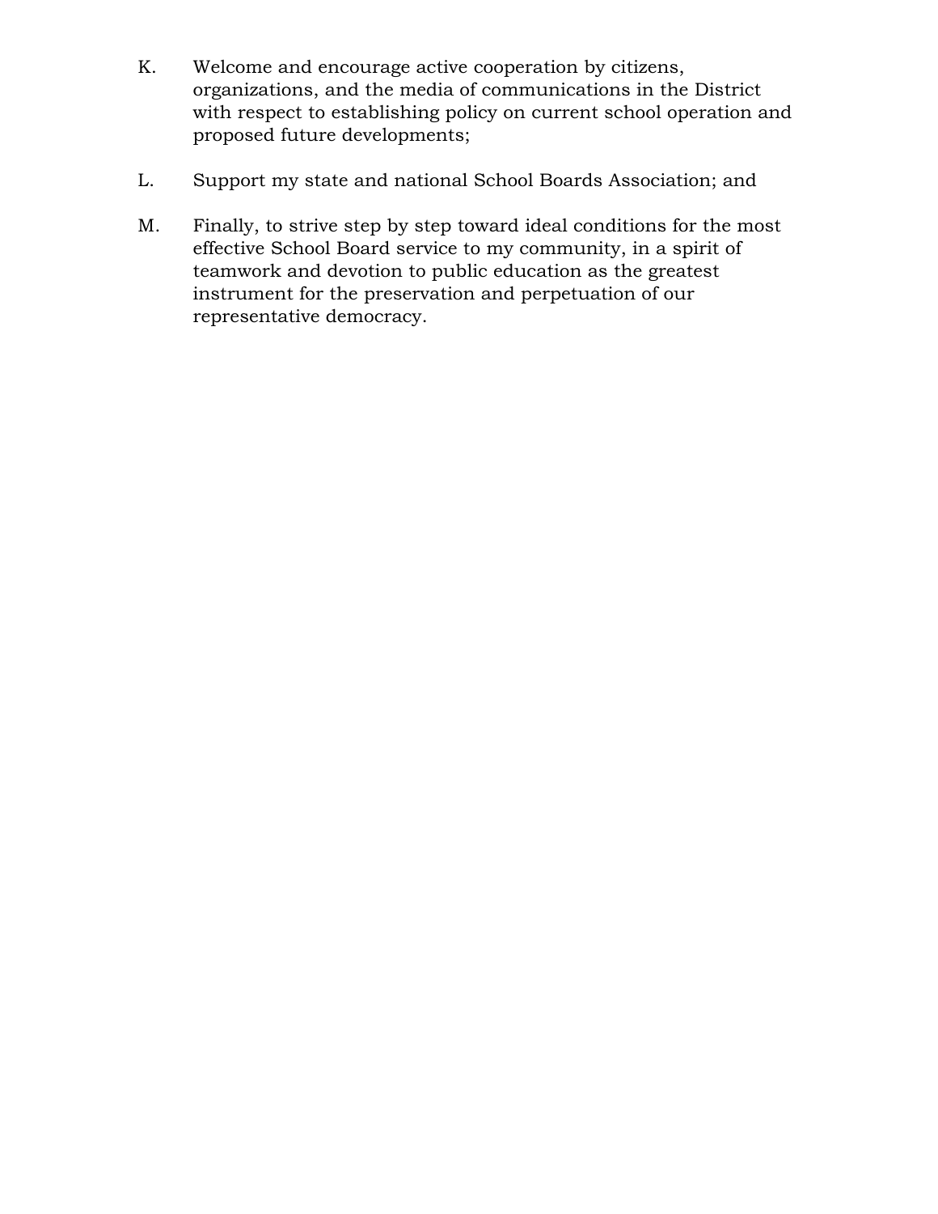K. Welcome and encourage active cooperation by citizens, organizations, and the media of communications in the District with respect to establishing policy on current school operation and proposed future developments;

L. Support my state and national School Boards Association; and

M. Finally, to strive step by step toward ideal conditions for the most effective School Board service to my community, in a spirit of teamwork and devotion to public education as the greatest instrument for the preservation and perpetuation of our representative democracy.